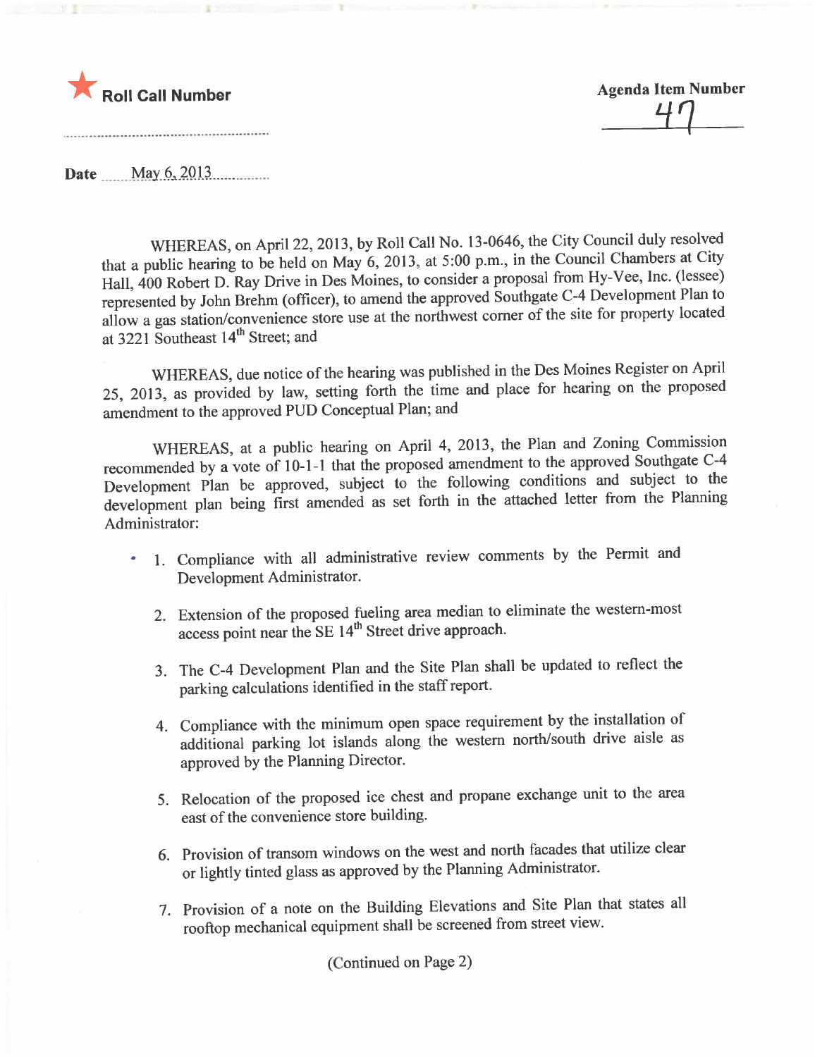★ **Roll Call Number**

**Agenda Item Number**
47

**Date** May 6, 2013

WHEREAS, on April 22, 2013, by Roll Call No. 13-0646, the City Council duly resolved that a public hearing to be held on May 6, 2013, at 5:00 p.m., in the Council Chambers at City Hall, 400 Robert D. Ray Drive in Des Moines, to consider a proposal from Hy-Vee, Inc. (lessee) represented by John Brehm (officer), to amend the approved Southgate C-4 Development Plan to allow a gas station/convenience store use at the northwest corner of the site for property located at 3221 Southeast 14th Street; and

WHEREAS, due notice of the hearing was published in the Des Moines Register on April 25, 2013, as provided by law, setting forth the time and place for hearing on the proposed amendment to the approved PUD Conceptual Plan; and

WHEREAS, at a public hearing on April 4, 2013, the Plan and Zoning Commission recommended by a vote of 10-1-1 that the proposed amendment to the approved Southgate C-4 Development Plan be approved, subject to the following conditions and subject to the development plan being first amended as set forth in the attached letter from the Planning Administrator:

1. Compliance with all administrative review comments by the Permit and Development Administrator.
2. Extension of the proposed fueling area median to eliminate the western-most access point near the SE 14th Street drive approach.
3. The C-4 Development Plan and the Site Plan shall be updated to reflect the parking calculations identified in the staff report.
4. Compliance with the minimum open space requirement by the installation of additional parking lot islands along the western north/south drive aisle as approved by the Planning Director.
5. Relocation of the proposed ice chest and propane exchange unit to the area east of the convenience store building.
6. Provision of transom windows on the west and north facades that utilize clear or lightly tinted glass as approved by the Planning Administrator.
7. Provision of a note on the Building Elevations and Site Plan that states all rooftop mechanical equipment shall be screened from street view.

(Continued on Page 2)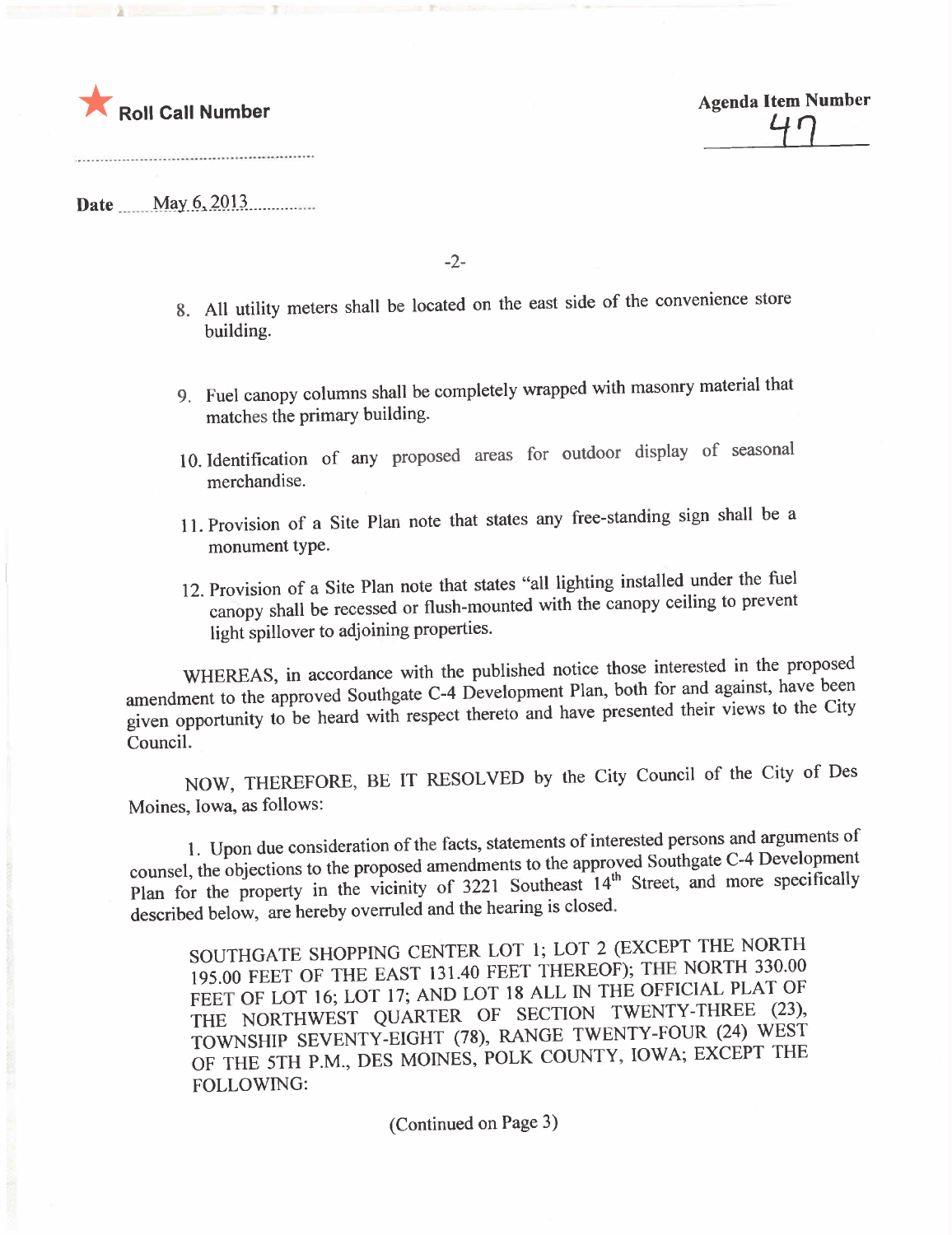★ Roll Call Number

Agenda Item Number

47

Date May 6, 2013

8. All utility meters shall be located on the east side of the convenience store building.

9. Fuel canopy columns shall be completely wrapped with masonry material that matches the primary building.

10. Identification of any proposed areas for outdoor display of seasonal merchandise.

11. Provision of a Site Plan note that states any free-standing sign shall be a monument type.

12. Provision of a Site Plan note that states "all lighting installed under the fuel canopy shall be recessed or flush-mounted with the canopy ceiling to prevent light spillover to adjoining properties.

WHEREAS, in accordance with the published notice those interested in the proposed amendment to the approved Southgate C-4 Development Plan, both for and against, have been given opportunity to be heard with respect thereto and have presented their views to the City Council.

NOW, THEREFORE, BE IT RESOLVED by the City Council of the City of Des Moines, Iowa, as follows:

1. Upon due consideration of the facts, statements of interested persons and arguments of counsel, the objections to the proposed amendments to the approved Southgate C-4 Development Plan for the property in the vicinity of 3221 Southeast 14th Street, and more specifically described below, are hereby overruled and the hearing is closed.

SOUTHGATE SHOPPING CENTER LOT 1; LOT 2 (EXCEPT THE NORTH 195.00 FEET OF THE EAST 131.40 FEET THEREOF); THE NORTH 330.00 FEET OF LOT 16; LOT 17; AND LOT 18 ALL IN THE OFFICIAL PLAT OF THE NORTHWEST QUARTER OF SECTION TWENTY-THREE (23), TOWNSHIP SEVENTY-EIGHT (78), RANGE TWENTY-FOUR (24) WEST OF THE 5TH P.M., DES MOINES, POLK COUNTY, IOWA; EXCEPT THE FOLLOWING:

(Continued on Page 3)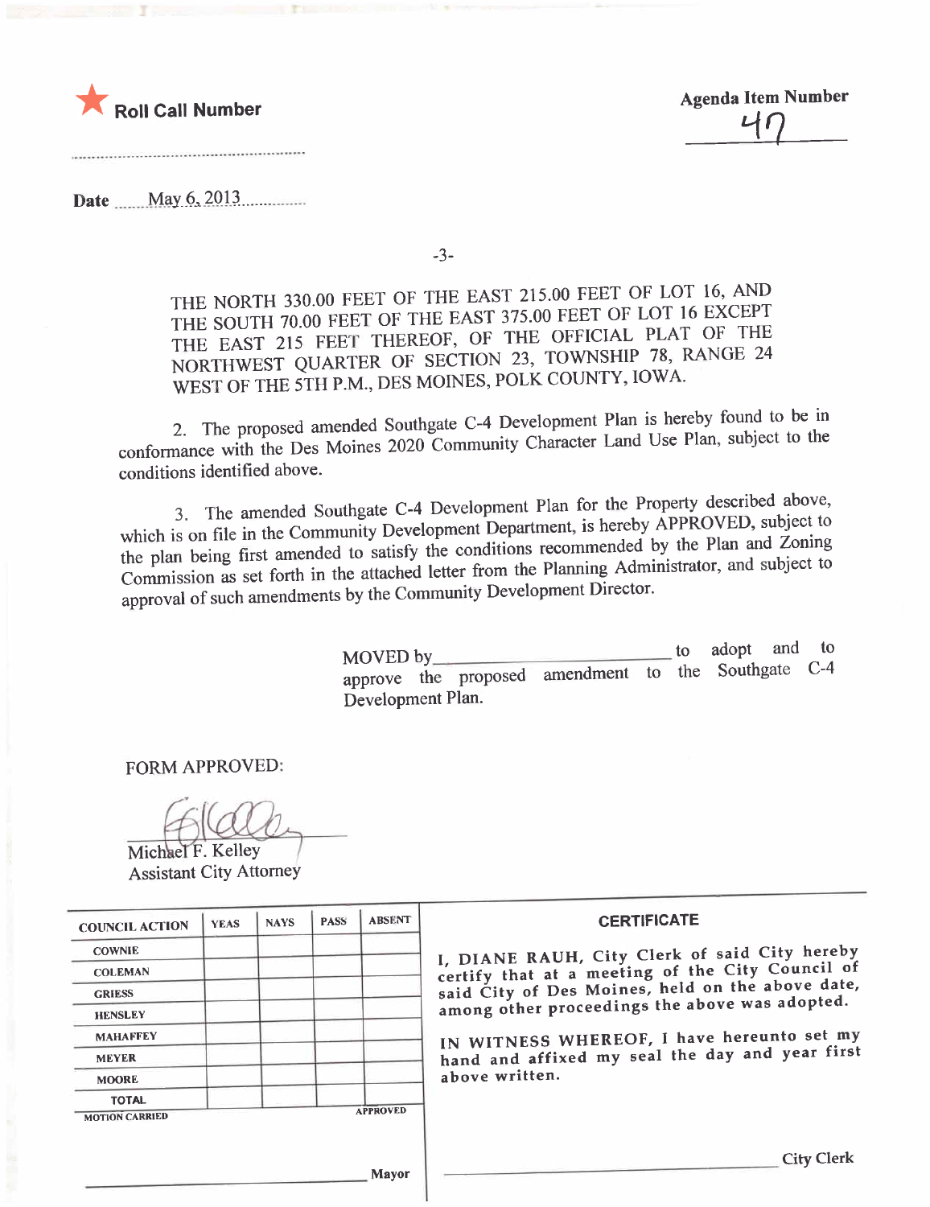★ **Roll Call Number**

**Agenda Item Number**
47

**Date** May 6, 2013

THE NORTH 330.00 FEET OF THE EAST 215.00 FEET OF LOT 16, AND THE SOUTH 70.00 FEET OF THE EAST 375.00 FEET OF LOT 16 EXCEPT THE EAST 215 FEET THEREOF, OF THE OFFICIAL PLAT OF THE NORTHWEST QUARTER OF SECTION 23, TOWNSHIP 78, RANGE 24 WEST OF THE 5TH P.M., DES MOINES, POLK COUNTY, IOWA.

2. The proposed amended Southgate C-4 Development Plan is hereby found to be in conformance with the Des Moines 2020 Community Character Land Use Plan, subject to the conditions identified above.

3. The amended Southgate C-4 Development Plan for the Property described above, which is on file in the Community Development Department, is hereby APPROVED, subject to the plan being first amended to satisfy the conditions recommended by the Plan and Zoning Commission as set forth in the attached letter from the Planning Administrator, and subject to approval of such amendments by the Community Development Director.

MOVED by\_\_\_\_\_\_\_\_\_\_\_\_\_\_\_\_\_\_\_\_\_\_\_\_ to adopt and to approve the proposed amendment to the Southgate C-4 Development Plan.

FORM APPROVED:

Michael F. Kelley
Assistant City Attorney

| COUNCIL ACTION | YEAS | NAYS | PASS | ABSENT |
|---|---|---|---|---|
| COWNIE | | | | |
| COLEMAN | | | | |
| GRIESS | | | | |
| HENSLEY | | | | |
| MAHAFFEY | | | | |
| MEYER | | | | |
| MOORE | | | | |
| TOTAL | | | | |
| MOTION CARRIED | | | | APPROVED |

\_\_\_\_\_\_\_\_\_\_\_\_\_\_\_\_\_\_\_\_\_\_\_\_ Mayor

**CERTIFICATE**

I, DIANE RAUH, City Clerk of said City hereby certify that at a meeting of the City Council of said City of Des Moines, held on the above date, among other proceedings the above was adopted.

IN WITNESS WHEREOF, I have hereunto set my hand and affixed my seal the day and year first above written.

\_\_\_\_\_\_\_\_\_\_\_\_\_\_\_\_\_\_\_\_\_\_\_\_ City Clerk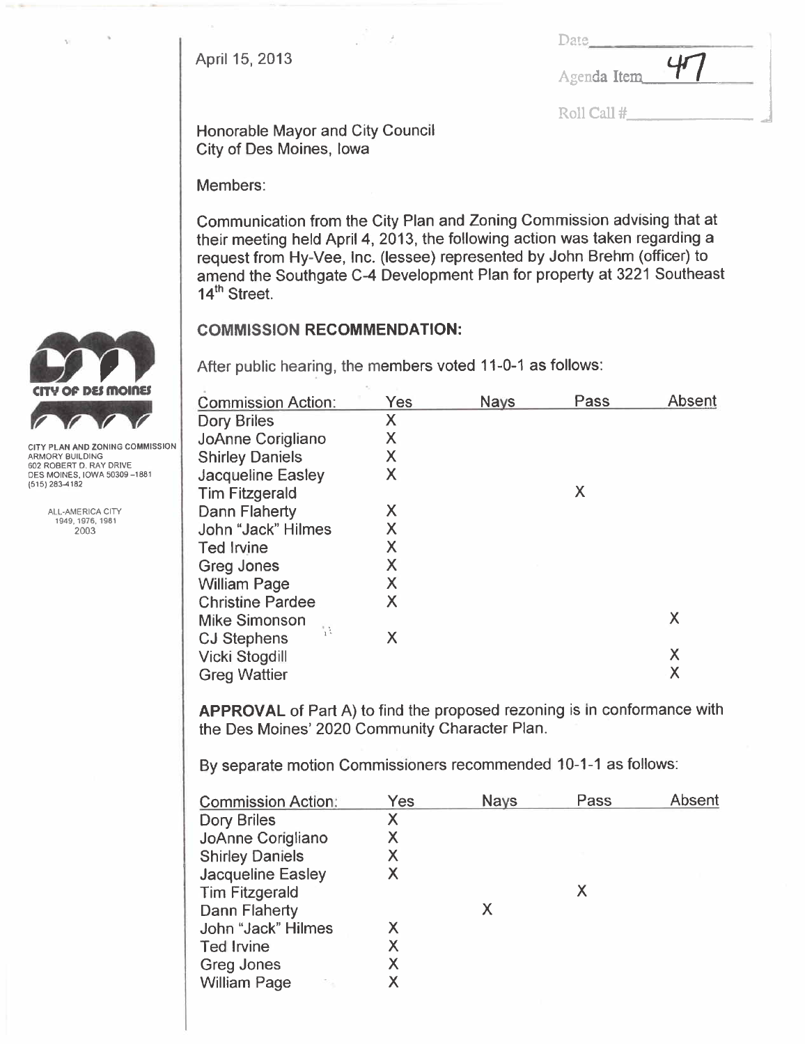April 15, 2013

Date\_\_\_\_\_\_\_\_
Agenda Item 47
Roll Call #\_\_\_\_\_\_\_\_

CITY OF DES MOINES

CITY PLAN AND ZONING COMMISSION
ARMORY BUILDING
602 ROBERT D. RAY DRIVE
DES MOINES, IOWA 50309-1881
(515) 283-4182

ALL-AMERICA CITY
1949, 1976, 1981
2003

Honorable Mayor and City Council
City of Des Moines, Iowa

Members:

Communication from the City Plan and Zoning Commission advising that at their meeting held April 4, 2013, the following action was taken regarding a request from Hy-Vee, Inc. (lessee) represented by John Brehm (officer) to amend the Southgate C-4 Development Plan for property at 3221 Southeast 14th Street.

## COMMISSION RECOMMENDATION:

After public hearing, the members voted 11-0-1 as follows:

| Commission Action: | Yes | Nays | Pass | Absent |
|---|---|---|---|---|
| Dory Briles | X | | | |
| JoAnne Corigliano | X | | | |
| Shirley Daniels | X | | | |
| Jacqueline Easley | X | | | |
| Tim Fitzgerald | | | X | |
| Dann Flaherty | X | | | |
| John "Jack" Hilmes | X | | | |
| Ted Irvine | X | | | |
| Greg Jones | X | | | |
| William Page | X | | | |
| Christine Pardee | X | | | |
| Mike Simonson | | | | X |
| CJ Stephens | X | | | |
| Vicki Stogdill | | | | X |
| Greg Wattier | | | | X |

**APPROVAL** of Part A) to find the proposed rezoning is in conformance with the Des Moines' 2020 Community Character Plan.

By separate motion Commissioners recommended 10-1-1 as follows:

| Commission Action: | Yes | Nays | Pass | Absent |
|---|---|---|---|---|
| Dory Briles | X | | | |
| JoAnne Corigliano | X | | | |
| Shirley Daniels | X | | | |
| Jacqueline Easley | X | | | |
| Tim Fitzgerald | | | X | |
| Dann Flaherty | | X | | |
| John "Jack" Hilmes | X | | | |
| Ted Irvine | X | | | |
| Greg Jones | X | | | |
| William Page | X | | | |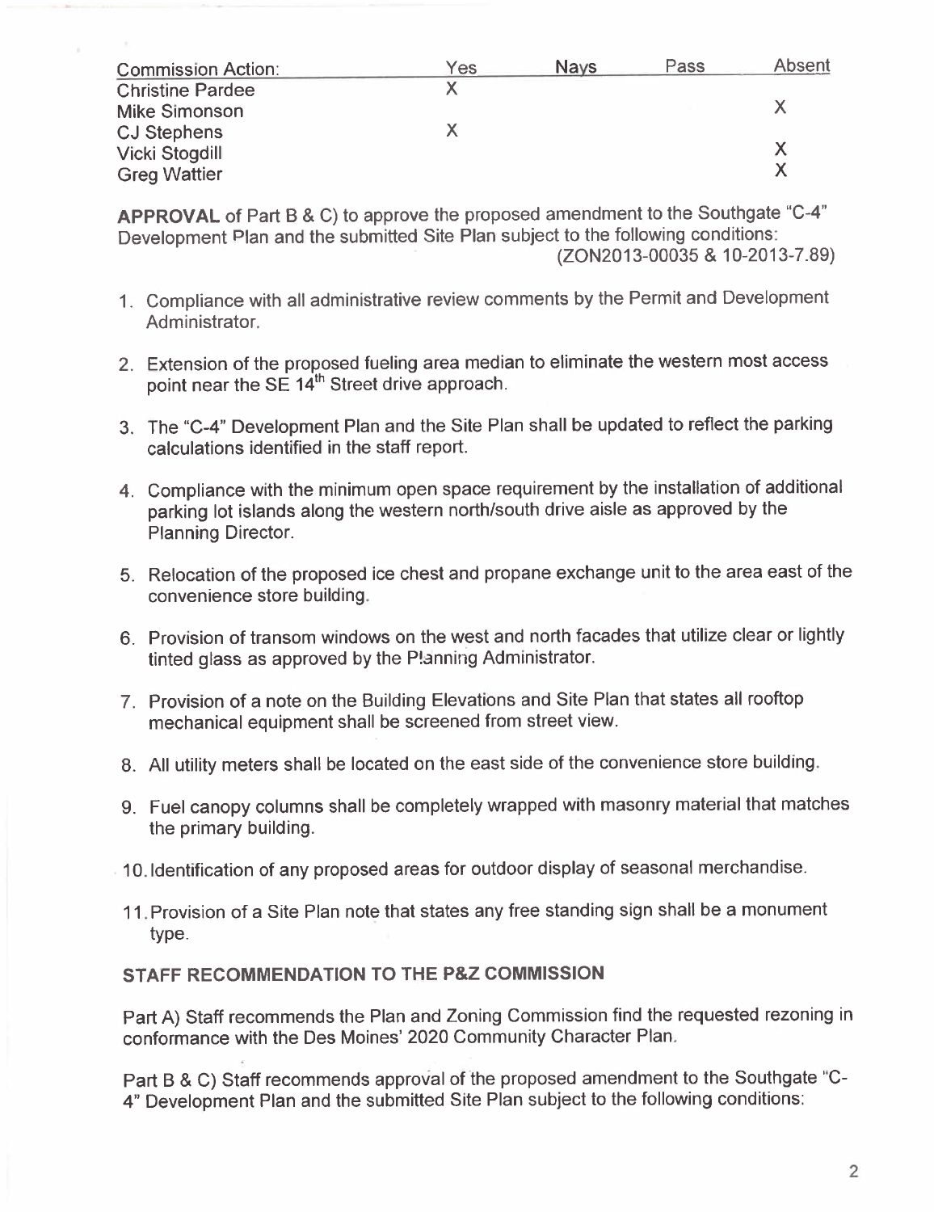| Commission Action: | Yes | Nays | Pass | Absent |
| --- | --- | --- | --- | --- |
| Christine Pardee | X | | | |
| Mike Simonson | | | | X |
| CJ Stephens | X | | | |
| Vicki Stogdill | | | | X |
| Greg Wattier | | | | X |

**APPROVAL** of Part B & C) to approve the proposed amendment to the Southgate "C-4" Development Plan and the submitted Site Plan subject to the following conditions: (ZON2013-00035 & 10-2013-7.89)

1. Compliance with all administrative review comments by the Permit and Development Administrator.
2. Extension of the proposed fueling area median to eliminate the western most access point near the SE 14th Street drive approach.
3. The "C-4" Development Plan and the Site Plan shall be updated to reflect the parking calculations identified in the staff report.
4. Compliance with the minimum open space requirement by the installation of additional parking lot islands along the western north/south drive aisle as approved by the Planning Director.
5. Relocation of the proposed ice chest and propane exchange unit to the area east of the convenience store building.
6. Provision of transom windows on the west and north facades that utilize clear or lightly tinted glass as approved by the Planning Administrator.
7. Provision of a note on the Building Elevations and Site Plan that states all rooftop mechanical equipment shall be screened from street view.
8. All utility meters shall be located on the east side of the convenience store building.
9. Fuel canopy columns shall be completely wrapped with masonry material that matches the primary building.
10. Identification of any proposed areas for outdoor display of seasonal merchandise.
11. Provision of a Site Plan note that states any free standing sign shall be a monument type.

**STAFF RECOMMENDATION TO THE P&Z COMMISSION**

Part A) Staff recommends the Plan and Zoning Commission find the requested rezoning in conformance with the Des Moines' 2020 Community Character Plan.

Part B & C) Staff recommends approval of the proposed amendment to the Southgate "C-4" Development Plan and the submitted Site Plan subject to the following conditions: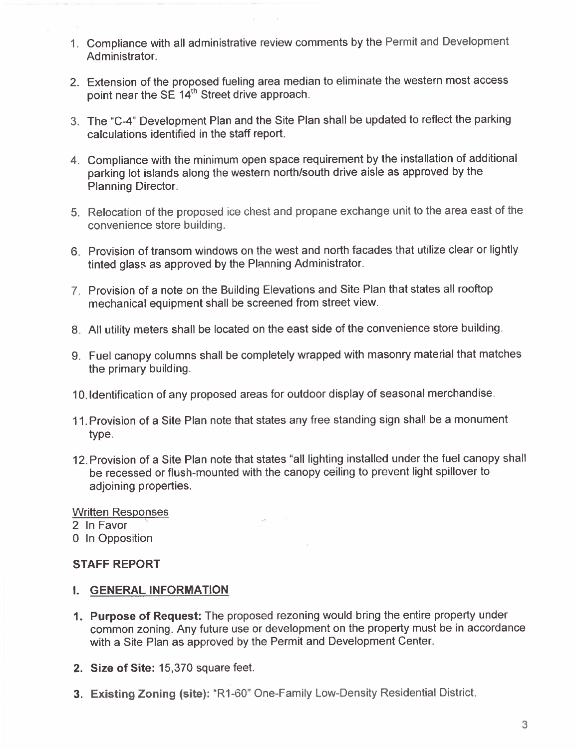1. Compliance with all administrative review comments by the Permit and Development Administrator.

2. Extension of the proposed fueling area median to eliminate the western most access point near the SE 14th Street drive approach.

3. The "C-4" Development Plan and the Site Plan shall be updated to reflect the parking calculations identified in the staff report.

4. Compliance with the minimum open space requirement by the installation of additional parking lot islands along the western north/south drive aisle as approved by the Planning Director.

5. Relocation of the proposed ice chest and propane exchange unit to the area east of the convenience store building.

6. Provision of transom windows on the west and north facades that utilize clear or lightly tinted glass as approved by the Planning Administrator.

7. Provision of a note on the Building Elevations and Site Plan that states all rooftop mechanical equipment shall be screened from street view.

8. All utility meters shall be located on the east side of the convenience store building.

9. Fuel canopy columns shall be completely wrapped with masonry material that matches the primary building.

10. Identification of any proposed areas for outdoor display of seasonal merchandise.

11. Provision of a Site Plan note that states any free standing sign shall be a monument type.

12. Provision of a Site Plan note that states "all lighting installed under the fuel canopy shall be recessed or flush-mounted with the canopy ceiling to prevent light spillover to adjoining properties.

Written Responses
2 In Favor
0 In Opposition

**STAFF REPORT**

**I. GENERAL INFORMATION**

1. **Purpose of Request:** The proposed rezoning would bring the entire property under common zoning. Any future use or development on the property must be in accordance with a Site Plan as approved by the Permit and Development Center.

2. **Size of Site:** 15,370 square feet.

3. **Existing Zoning (site):** "R1-60" One-Family Low-Density Residential District.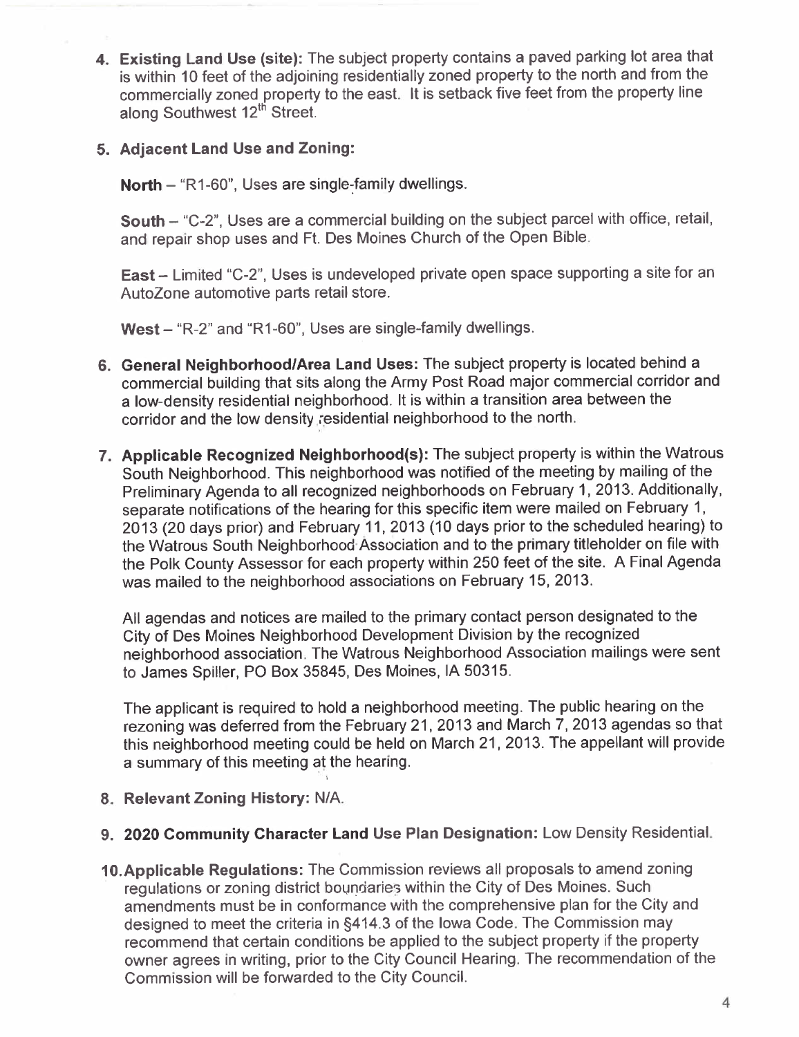4. **Existing Land Use (site):** The subject property contains a paved parking lot area that is within 10 feet of the adjoining residentially zoned property to the north and from the commercially zoned property to the east. It is setback five feet from the property line along Southwest 12th Street.

5. **Adjacent Land Use and Zoning:**

   **North** – "R1-60", Uses are single-family dwellings.

   **South** – "C-2", Uses are a commercial building on the subject parcel with office, retail, and repair shop uses and Ft. Des Moines Church of the Open Bible.

   **East** – Limited "C-2", Uses is undeveloped private open space supporting a site for an AutoZone automotive parts retail store.

   **West** – "R-2" and "R1-60", Uses are single-family dwellings.

6. **General Neighborhood/Area Land Uses:** The subject property is located behind a commercial building that sits along the Army Post Road major commercial corridor and a low-density residential neighborhood. It is within a transition area between the corridor and the low density residential neighborhood to the north.

7. **Applicable Recognized Neighborhood(s):** The subject property is within the Watrous South Neighborhood. This neighborhood was notified of the meeting by mailing of the Preliminary Agenda to all recognized neighborhoods on February 1, 2013. Additionally, separate notifications of the hearing for this specific item were mailed on February 1, 2013 (20 days prior) and February 11, 2013 (10 days prior to the scheduled hearing) to the Watrous South Neighborhood Association and to the primary titleholder on file with the Polk County Assessor for each property within 250 feet of the site. A Final Agenda was mailed to the neighborhood associations on February 15, 2013.

   All agendas and notices are mailed to the primary contact person designated to the City of Des Moines Neighborhood Development Division by the recognized neighborhood association. The Watrous Neighborhood Association mailings were sent to James Spiller, PO Box 35845, Des Moines, IA 50315.

   The applicant is required to hold a neighborhood meeting. The public hearing on the rezoning was deferred from the February 21, 2013 and March 7, 2013 agendas so that this neighborhood meeting could be held on March 21, 2013. The appellant will provide a summary of this meeting at the hearing.

8. **Relevant Zoning History:** N/A.

9. **2020 Community Character Land Use Plan Designation:** Low Density Residential.

10. **Applicable Regulations:** The Commission reviews all proposals to amend zoning regulations or zoning district boundaries within the City of Des Moines. Such amendments must be in conformance with the comprehensive plan for the City and designed to meet the criteria in §414.3 of the Iowa Code. The Commission may recommend that certain conditions be applied to the subject property if the property owner agrees in writing, prior to the City Council Hearing. The recommendation of the Commission will be forwarded to the City Council.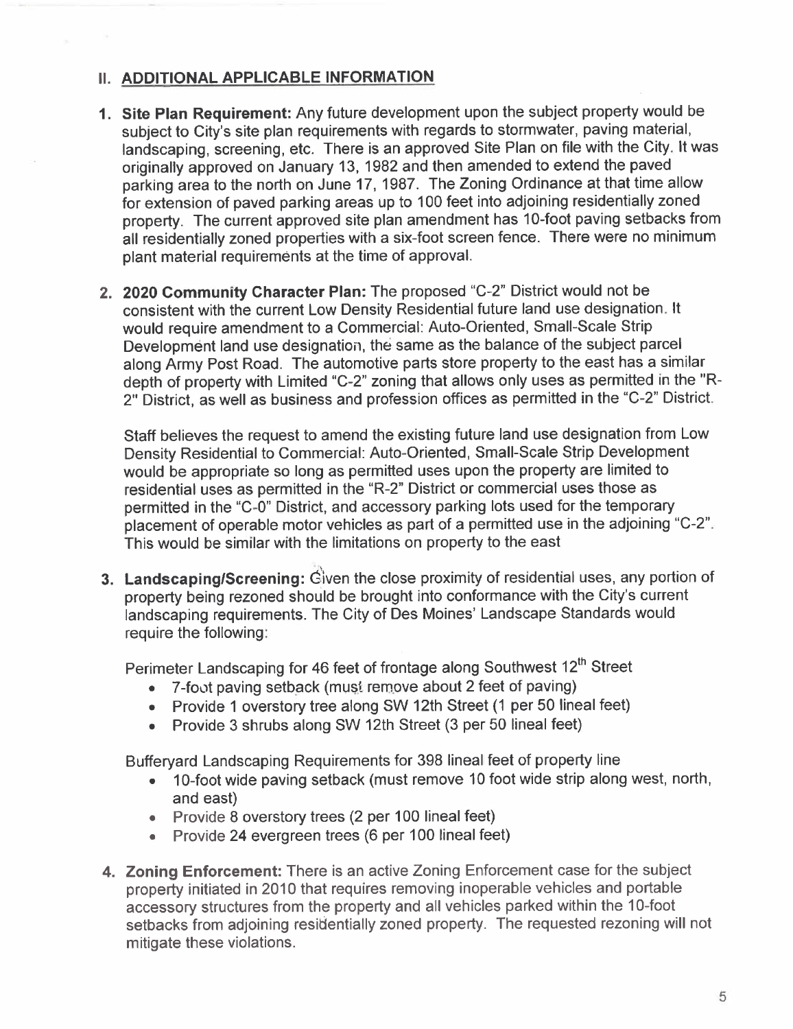## II. ADDITIONAL APPLICABLE INFORMATION

1. **Site Plan Requirement:** Any future development upon the subject property would be subject to City's site plan requirements with regards to stormwater, paving material, landscaping, screening, etc. There is an approved Site Plan on file with the City. It was originally approved on January 13, 1982 and then amended to extend the paved parking area to the north on June 17, 1987. The Zoning Ordinance at that time allow for extension of paved parking areas up to 100 feet into adjoining residentially zoned property. The current approved site plan amendment has 10-foot paving setbacks from all residentially zoned properties with a six-foot screen fence. There were no minimum plant material requirements at the time of approval.

2. **2020 Community Character Plan:** The proposed "C-2" District would not be consistent with the current Low Density Residential future land use designation. It would require amendment to a Commercial: Auto-Oriented, Small-Scale Strip Development land use designation, the same as the balance of the subject parcel along Army Post Road. The automotive parts store property to the east has a similar depth of property with Limited "C-2" zoning that allows only uses as permitted in the "R-2" District, as well as business and profession offices as permitted in the "C-2" District.

   Staff believes the request to amend the existing future land use designation from Low Density Residential to Commercial: Auto-Oriented, Small-Scale Strip Development would be appropriate so long as permitted uses upon the property are limited to residential uses as permitted in the "R-2" District or commercial uses those as permitted in the "C-0" District, and accessory parking lots used for the temporary placement of operable motor vehicles as part of a permitted use in the adjoining "C-2". This would be similar with the limitations on property to the east

3. **Landscaping/Screening:** Given the close proximity of residential uses, any portion of property being rezoned should be brought into conformance with the City's current landscaping requirements. The City of Des Moines' Landscape Standards would require the following:

   Perimeter Landscaping for 46 feet of frontage along Southwest 12th Street
   - 7-foot paving setback (must remove about 2 feet of paving)
   - Provide 1 overstory tree along SW 12th Street (1 per 50 lineal feet)
   - Provide 3 shrubs along SW 12th Street (3 per 50 lineal feet)

   Bufferyard Landscaping Requirements for 398 lineal feet of property line
   - 10-foot wide paving setback (must remove 10 foot wide strip along west, north, and east)
   - Provide 8 overstory trees (2 per 100 lineal feet)
   - Provide 24 evergreen trees (6 per 100 lineal feet)

4. **Zoning Enforcement:** There is an active Zoning Enforcement case for the subject property initiated in 2010 that requires removing inoperable vehicles and portable accessory structures from the property and all vehicles parked within the 10-foot setbacks from adjoining residentially zoned property. The requested rezoning will not mitigate these violations.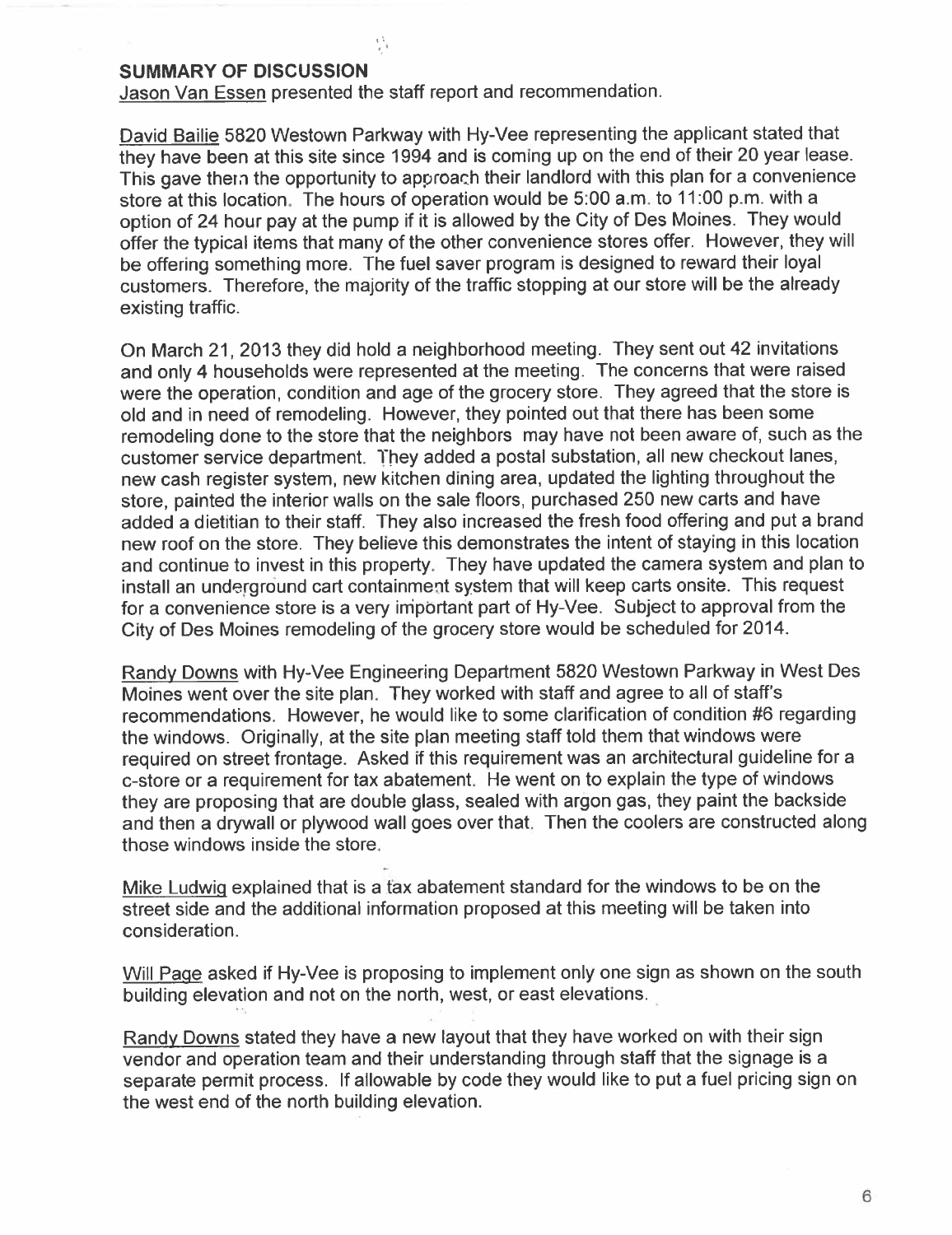## SUMMARY OF DISCUSSION

Jason Van Essen presented the staff report and recommendation.

David Bailie 5820 Westown Parkway with Hy-Vee representing the applicant stated that they have been at this site since 1994 and is coming up on the end of their 20 year lease. This gave them the opportunity to approach their landlord with this plan for a convenience store at this location. The hours of operation would be 5:00 a.m. to 11:00 p.m. with a option of 24 hour pay at the pump if it is allowed by the City of Des Moines. They would offer the typical items that many of the other convenience stores offer. However, they will be offering something more. The fuel saver program is designed to reward their loyal customers. Therefore, the majority of the traffic stopping at our store will be the already existing traffic.

On March 21, 2013 they did hold a neighborhood meeting. They sent out 42 invitations and only 4 households were represented at the meeting. The concerns that were raised were the operation, condition and age of the grocery store. They agreed that the store is old and in need of remodeling. However, they pointed out that there has been some remodeling done to the store that the neighbors may have not been aware of, such as the customer service department. They added a postal substation, all new checkout lanes, new cash register system, new kitchen dining area, updated the lighting throughout the store, painted the interior walls on the sale floors, purchased 250 new carts and have added a dietitian to their staff. They also increased the fresh food offering and put a brand new roof on the store. They believe this demonstrates the intent of staying in this location and continue to invest in this property. They have updated the camera system and plan to install an underground cart containment system that will keep carts onsite. This request for a convenience store is a very important part of Hy-Vee. Subject to approval from the City of Des Moines remodeling of the grocery store would be scheduled for 2014.

Randy Downs with Hy-Vee Engineering Department 5820 Westown Parkway in West Des Moines went over the site plan. They worked with staff and agree to all of staff's recommendations. However, he would like to some clarification of condition #6 regarding the windows. Originally, at the site plan meeting staff told them that windows were required on street frontage. Asked if this requirement was an architectural guideline for a c-store or a requirement for tax abatement. He went on to explain the type of windows they are proposing that are double glass, sealed with argon gas, they paint the backside and then a drywall or plywood wall goes over that. Then the coolers are constructed along those windows inside the store.

Mike Ludwig explained that is a tax abatement standard for the windows to be on the street side and the additional information proposed at this meeting will be taken into consideration.

Will Page asked if Hy-Vee is proposing to implement only one sign as shown on the south building elevation and not on the north, west, or east elevations.

Randy Downs stated they have a new layout that they have worked on with their sign vendor and operation team and their understanding through staff that the signage is a separate permit process. If allowable by code they would like to put a fuel pricing sign on the west end of the north building elevation.